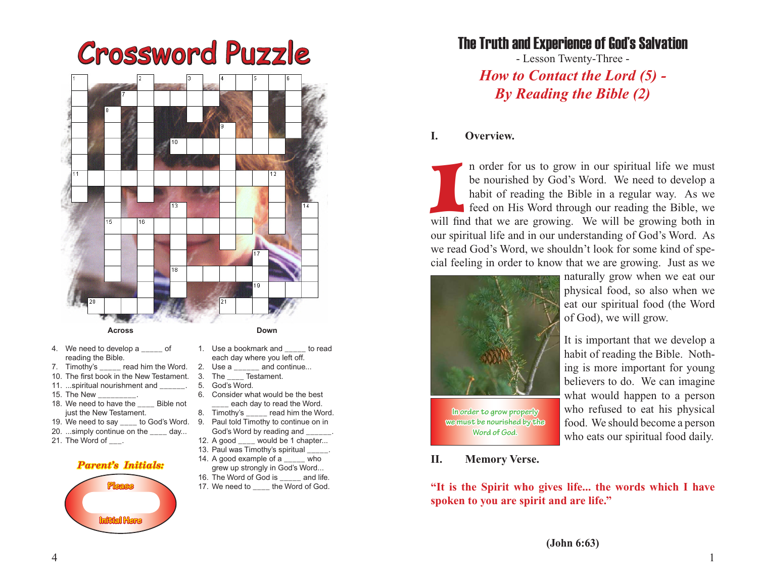# Crossword Puzzle

**Across**

4. We need to develop a _____ of reading the Bible.
7. Timothy's _____ read him the Word.
10. The first book in the New Testament.
11. ...spiritual nourishment and ______.
15. The New _________.
18. We need to have the ____ Bible not just the New Testament.
19. We need to say ____ to God's Word.
20. ...simply continue on the ____ day...
21. The Word of ___.

**Down**

1. Use a bookmark and _____ to read each day where you left off.
2. Use a ______ and continue...
3. The ____ Testament.
5. God's Word.
6. Consider what would be the best ____ each day to read the Word.
8. Timothy's _____ read him the Word.
9. Paul told Timothy to continue on in God's Word by reading and ______.
12. A good ____ would be 1 chapter...
13. Paul was Timothy's spiritual _____.
14. A good example of a _____ who grew up strongly in God's Word...
16. The Word of God is _____ and life.
17. We need to ____ the Word of God.

*Parent's Initials:*

Please

Initial Here

# The Truth and Experience of God's Salvation

- Lesson Twenty-Three -

## *How to Contact the Lord (5) - By Reading the Bible (2)*

### I. Overview.

In order for us to grow in our spiritual life we must be nourished by God's Word. We need to develop a habit of reading the Bible in a regular way. As we feed on His Word through our reading the Bible, we will find that we are growing. We will be growing both in our spiritual life and in our understanding of God's Word. As we read God's Word, we shouldn't look for some kind of special feeling in order to know that we are growing. Just as we naturally grow when we eat our physical food, so also when we eat our spiritual food (the Word of God), we will grow.

In order to grow properly we must be nourished by the Word of God.

It is important that we develop a habit of reading the Bible. Nothing is more important for young believers to do. We can imagine what would happen to a person who refused to eat his physical food. We should become a person who eats our spiritual food daily.

### II. Memory Verse.

**"It is the Spirit who gives life... the words which I have spoken to you are spirit and are life."**

**(John 6:63)**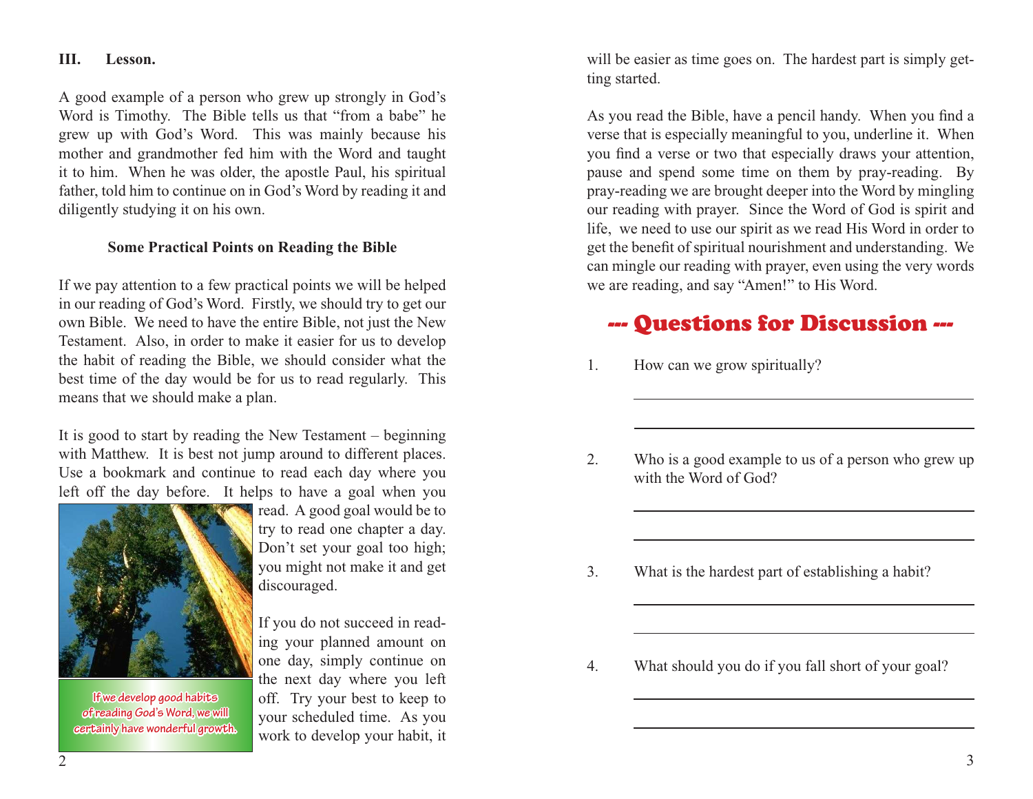### III. Lesson.

A good example of a person who grew up strongly in God's Word is Timothy. The Bible tells us that "from a babe" he grew up with God's Word. This was mainly because his mother and grandmother fed him with the Word and taught it to him. When he was older, the apostle Paul, his spiritual father, told him to continue on in God's Word by reading it and diligently studying it on his own.

**Some Practical Points on Reading the Bible**

If we pay attention to a few practical points we will be helped in our reading of God's Word. Firstly, we should try to get our own Bible. We need to have the entire Bible, not just the New Testament. Also, in order to make it easier for us to develop the habit of reading the Bible, we should consider what the best time of the day would be for us to read regularly. This means that we should make a plan.

It is good to start by reading the New Testament – beginning with Matthew. It is best not jump around to different places. Use a bookmark and continue to read each day where you left off the day before. It helps to have a goal when you read. A good goal would be to try to read one chapter a day. Don't set your goal too high; you might not make it and get discouraged.

If we develop good habits of reading God's Word, we will certainly have wonderful growth.

If you do not succeed in reading your planned amount on one day, simply continue on the next day where you left off. Try your best to keep to your scheduled time. As you work to develop your habit, it will be easier as time goes on. The hardest part is simply getting started.

As you read the Bible, have a pencil handy. When you find a verse that is especially meaningful to you, underline it. When you find a verse or two that especially draws your attention, pause and spend some time on them by pray-reading. By pray-reading we are brought deeper into the Word by mingling our reading with prayer. Since the Word of God is spirit and life, we need to use our spirit as we read His Word in order to get the benefit of spiritual nourishment and understanding. We can mingle our reading with prayer, even using the very words we are reading, and say "Amen!" to His Word.

## --- Questions for Discussion ---

1. How can we grow spiritually?

2. Who is a good example to us of a person who grew up with the Word of God?

3. What is the hardest part of establishing a habit?

4. What should you do if you fall short of your goal?